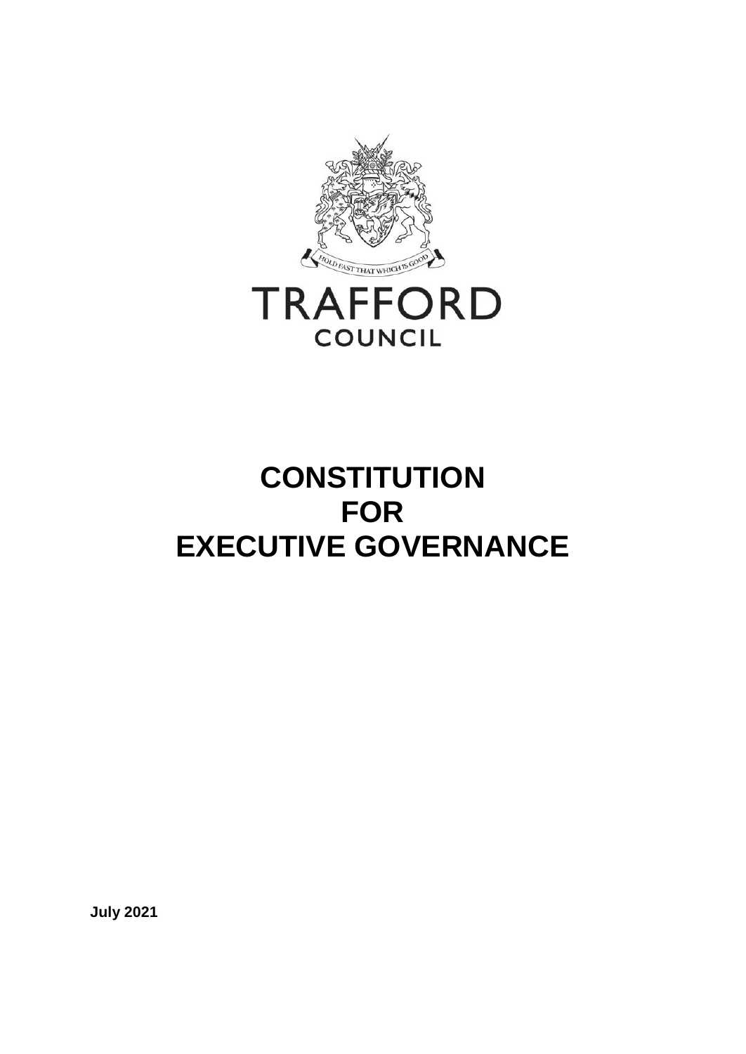TRAFFORD
COUNCIL

# CONSTITUTION FOR EXECUTIVE GOVERNANCE

**July 2021**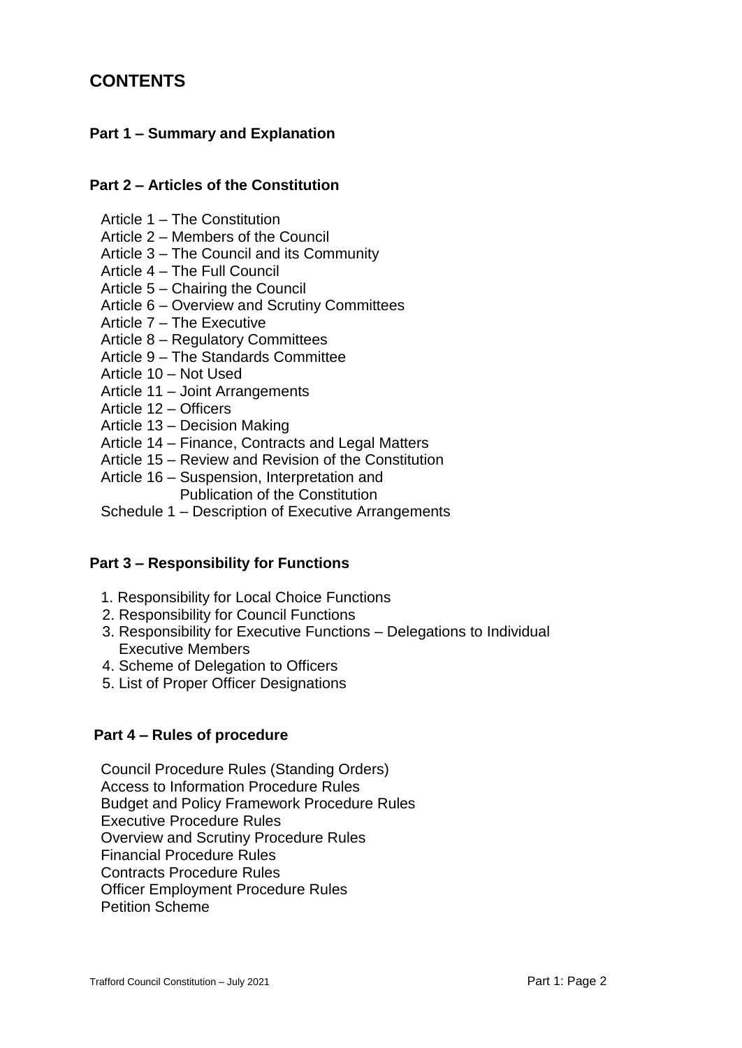# CONTENTS

## Part 1 – Summary and Explanation

## Part 2 – Articles of the Constitution

Article 1 – The Constitution
Article 2 – Members of the Council
Article 3 – The Council and its Community
Article 4 – The Full Council
Article 5 – Chairing the Council
Article 6 – Overview and Scrutiny Committees
Article 7 – The Executive
Article 8 – Regulatory Committees
Article 9 – The Standards Committee
Article 10 – Not Used
Article 11 – Joint Arrangements
Article 12 – Officers
Article 13 – Decision Making
Article 14 – Finance, Contracts and Legal Matters
Article 15 – Review and Revision of the Constitution
Article 16 – Suspension, Interpretation and Publication of the Constitution
Schedule 1 – Description of Executive Arrangements

## Part 3 – Responsibility for Functions

1. Responsibility for Local Choice Functions
2. Responsibility for Council Functions
3. Responsibility for Executive Functions – Delegations to Individual Executive Members
4. Scheme of Delegation to Officers
5. List of Proper Officer Designations

## Part 4 – Rules of procedure

Council Procedure Rules (Standing Orders)
Access to Information Procedure Rules
Budget and Policy Framework Procedure Rules
Executive Procedure Rules
Overview and Scrutiny Procedure Rules
Financial Procedure Rules
Contracts Procedure Rules
Officer Employment Procedure Rules
Petition Scheme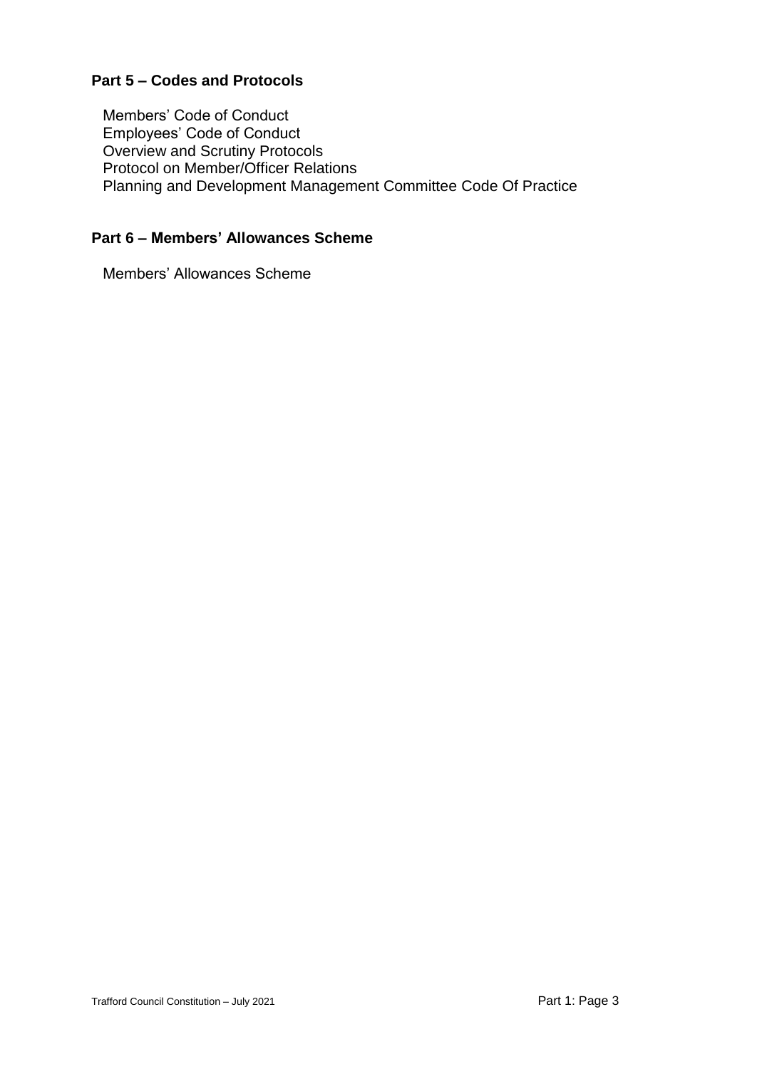## Part 5 – Codes and Protocols

Members' Code of Conduct
Employees' Code of Conduct
Overview and Scrutiny Protocols
Protocol on Member/Officer Relations
Planning and Development Management Committee Code Of Practice

## Part 6 – Members' Allowances Scheme

Members' Allowances Scheme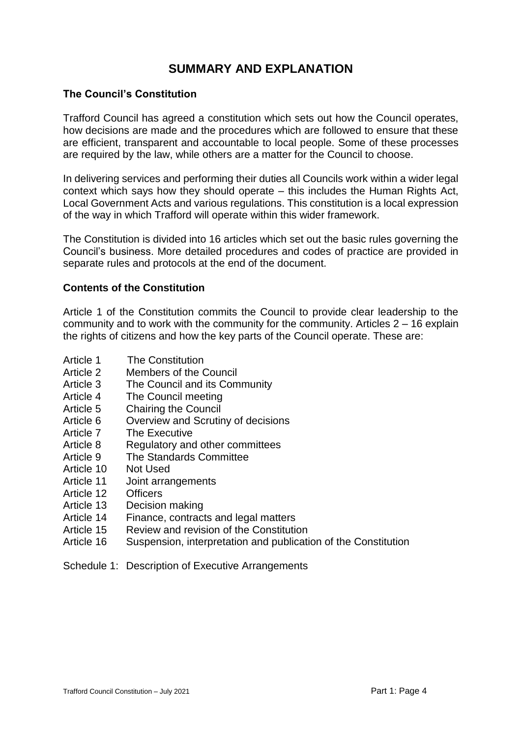# SUMMARY AND EXPLANATION

### The Council's Constitution

Trafford Council has agreed a constitution which sets out how the Council operates, how decisions are made and the procedures which are followed to ensure that these are efficient, transparent and accountable to local people. Some of these processes are required by the law, while others are a matter for the Council to choose.

In delivering services and performing their duties all Councils work within a wider legal context which says how they should operate – this includes the Human Rights Act, Local Government Acts and various regulations. This constitution is a local expression of the way in which Trafford will operate within this wider framework.

The Constitution is divided into 16 articles which set out the basic rules governing the Council's business. More detailed procedures and codes of practice are provided in separate rules and protocols at the end of the document.

### Contents of the Constitution

Article 1 of the Constitution commits the Council to provide clear leadership to the community and to work with the community for the community. Articles 2 – 16 explain the rights of citizens and how the key parts of the Council operate. These are:

- Article 1 The Constitution
- Article 2 Members of the Council
- Article 3 The Council and its Community
- Article 4 The Council meeting
- Article 5 Chairing the Council
- Article 6 Overview and Scrutiny of decisions
- Article 7 The Executive
- Article 8 Regulatory and other committees
- Article 9 The Standards Committee
- Article 10 Not Used
- Article 11 Joint arrangements
- Article 12 Officers
- Article 13 Decision making
- Article 14 Finance, contracts and legal matters
- Article 15 Review and revision of the Constitution
- Article 16 Suspension, interpretation and publication of the Constitution

Schedule 1: Description of Executive Arrangements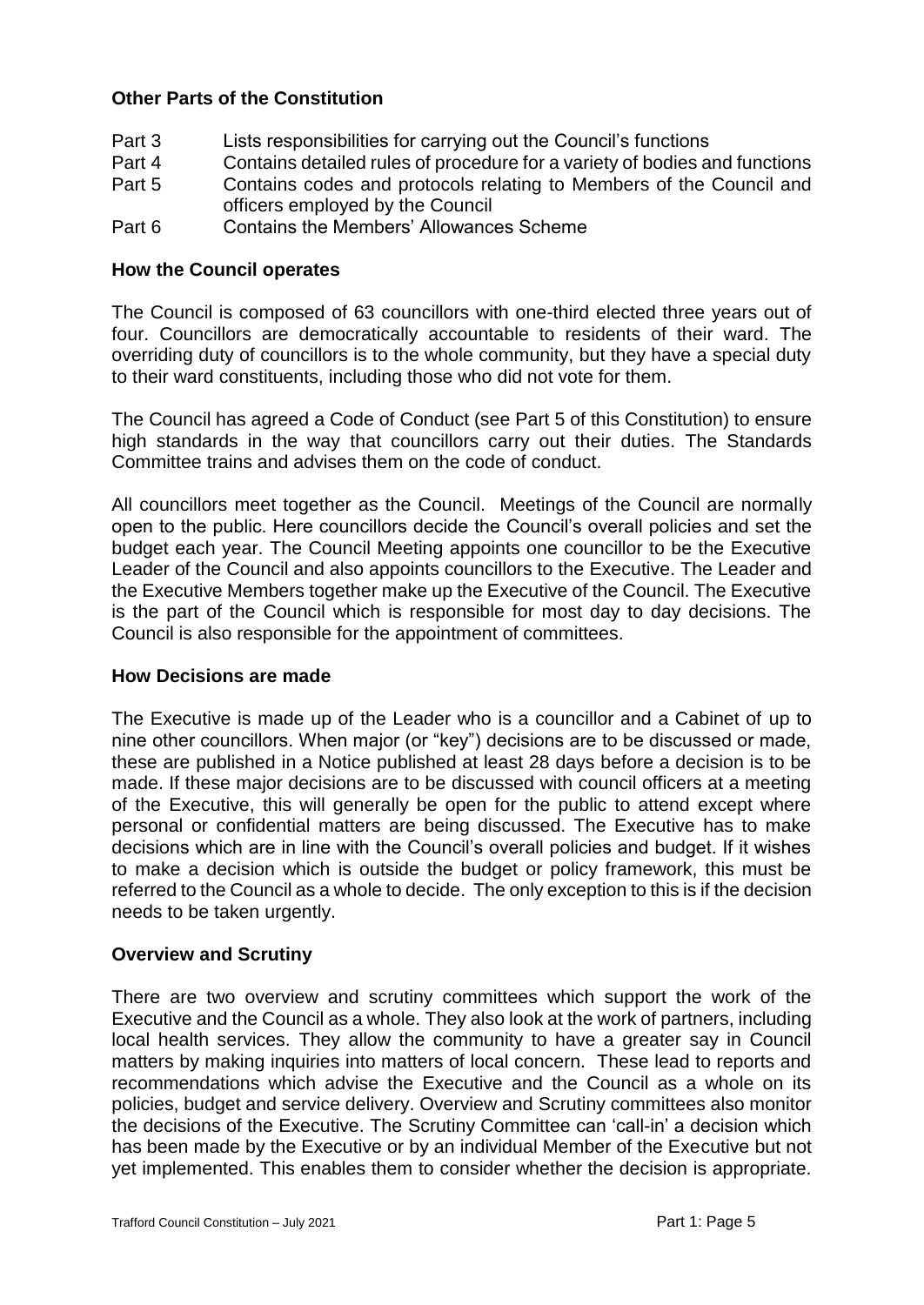## Other Parts of the Constitution

| | |
|---|---|
| Part 3 | Lists responsibilities for carrying out the Council's functions |
| Part 4 | Contains detailed rules of procedure for a variety of bodies and functions |
| Part 5 | Contains codes and protocols relating to Members of the Council and officers employed by the Council |
| Part 6 | Contains the Members' Allowances Scheme |

## How the Council operates

The Council is composed of 63 councillors with one-third elected three years out of four. Councillors are democratically accountable to residents of their ward. The overriding duty of councillors is to the whole community, but they have a special duty to their ward constituents, including those who did not vote for them.

The Council has agreed a Code of Conduct (see Part 5 of this Constitution) to ensure high standards in the way that councillors carry out their duties. The Standards Committee trains and advises them on the code of conduct.

All councillors meet together as the Council. Meetings of the Council are normally open to the public. Here councillors decide the Council's overall policies and set the budget each year. The Council Meeting appoints one councillor to be the Executive Leader of the Council and also appoints councillors to the Executive. The Leader and the Executive Members together make up the Executive of the Council. The Executive is the part of the Council which is responsible for most day to day decisions. The Council is also responsible for the appointment of committees.

## How Decisions are made

The Executive is made up of the Leader who is a councillor and a Cabinet of up to nine other councillors. When major (or "key") decisions are to be discussed or made, these are published in a Notice published at least 28 days before a decision is to be made. If these major decisions are to be discussed with council officers at a meeting of the Executive, this will generally be open for the public to attend except where personal or confidential matters are being discussed. The Executive has to make decisions which are in line with the Council's overall policies and budget. If it wishes to make a decision which is outside the budget or policy framework, this must be referred to the Council as a whole to decide. The only exception to this is if the decision needs to be taken urgently.

## Overview and Scrutiny

There are two overview and scrutiny committees which support the work of the Executive and the Council as a whole. They also look at the work of partners, including local health services. They allow the community to have a greater say in Council matters by making inquiries into matters of local concern. These lead to reports and recommendations which advise the Executive and the Council as a whole on its policies, budget and service delivery. Overview and Scrutiny committees also monitor the decisions of the Executive. The Scrutiny Committee can 'call-in' a decision which has been made by the Executive or by an individual Member of the Executive but not yet implemented. This enables them to consider whether the decision is appropriate.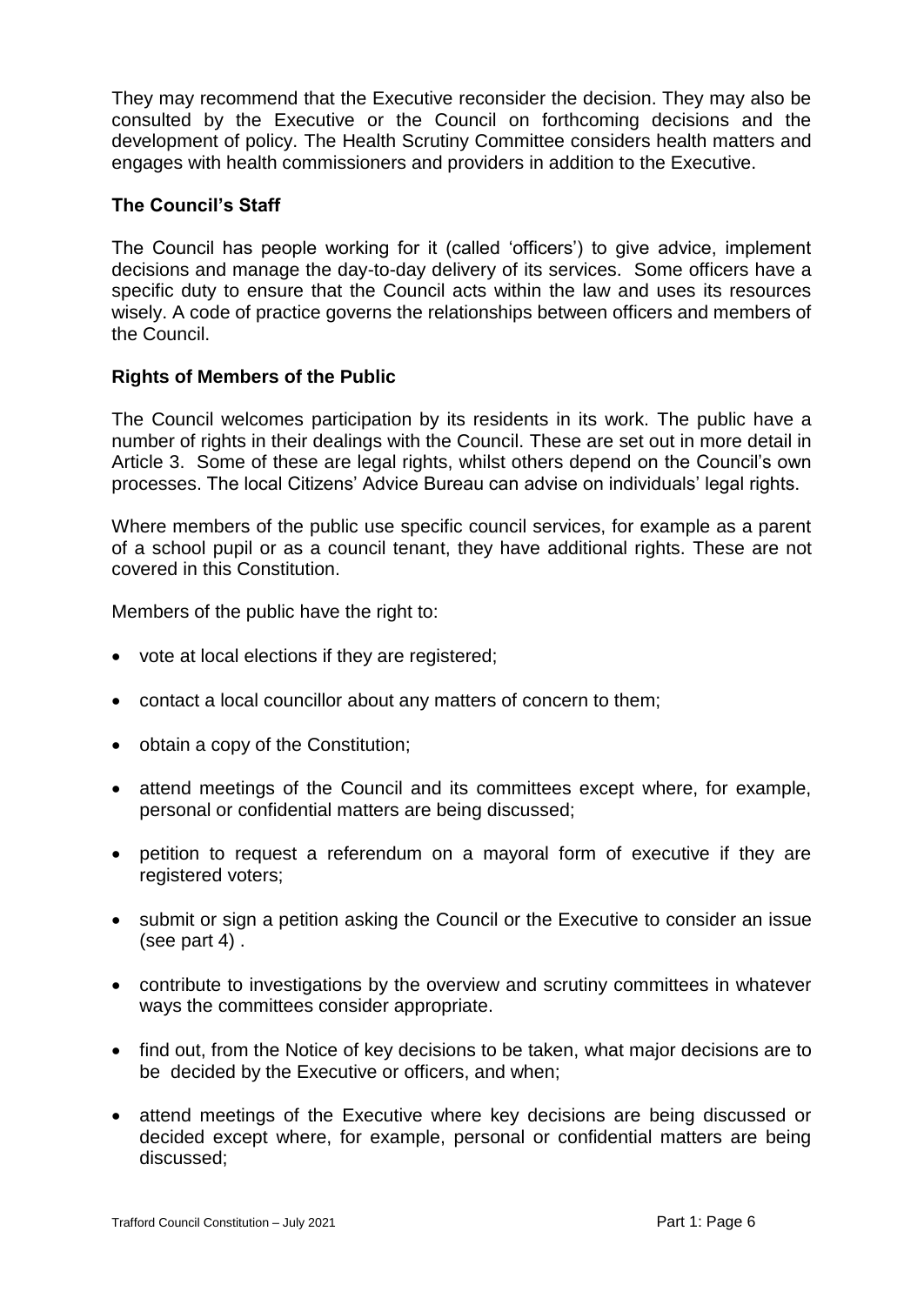They may recommend that the Executive reconsider the decision. They may also be consulted by the Executive or the Council on forthcoming decisions and the development of policy. The Health Scrutiny Committee considers health matters and engages with health commissioners and providers in addition to the Executive.

### The Council's Staff

The Council has people working for it (called 'officers') to give advice, implement decisions and manage the day-to-day delivery of its services. Some officers have a specific duty to ensure that the Council acts within the law and uses its resources wisely. A code of practice governs the relationships between officers and members of the Council.

### Rights of Members of the Public

The Council welcomes participation by its residents in its work. The public have a number of rights in their dealings with the Council. These are set out in more detail in Article 3. Some of these are legal rights, whilst others depend on the Council's own processes. The local Citizens' Advice Bureau can advise on individuals' legal rights.

Where members of the public use specific council services, for example as a parent of a school pupil or as a council tenant, they have additional rights. These are not covered in this Constitution.

Members of the public have the right to:

- vote at local elections if they are registered;
- contact a local councillor about any matters of concern to them;
- obtain a copy of the Constitution;
- attend meetings of the Council and its committees except where, for example, personal or confidential matters are being discussed;
- petition to request a referendum on a mayoral form of executive if they are registered voters;
- submit or sign a petition asking the Council or the Executive to consider an issue (see part 4) .
- contribute to investigations by the overview and scrutiny committees in whatever ways the committees consider appropriate.
- find out, from the Notice of key decisions to be taken, what major decisions are to be decided by the Executive or officers, and when;
- attend meetings of the Executive where key decisions are being discussed or decided except where, for example, personal or confidential matters are being discussed;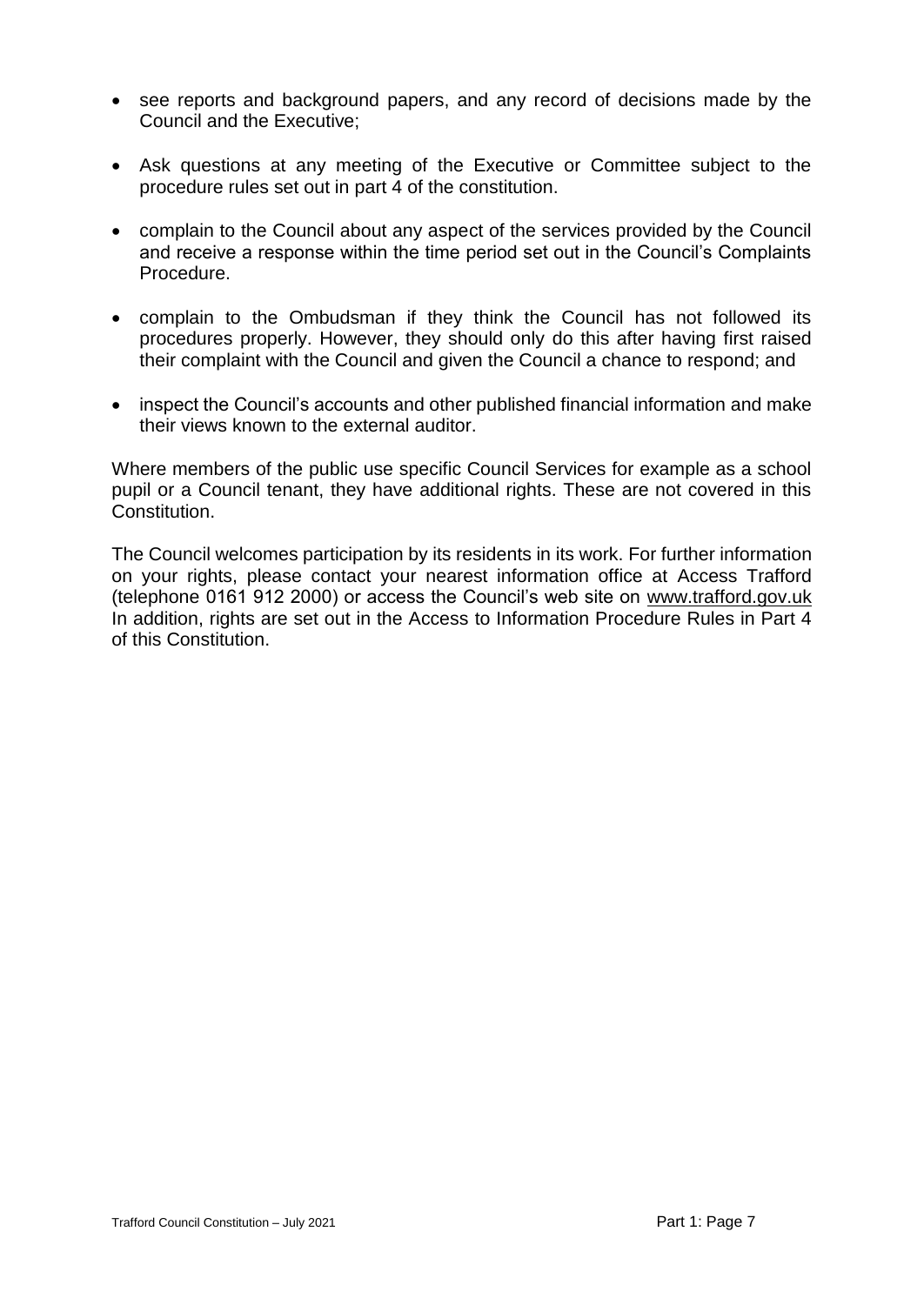- see reports and background papers, and any record of decisions made by the Council and the Executive;
- Ask questions at any meeting of the Executive or Committee subject to the procedure rules set out in part 4 of the constitution.
- complain to the Council about any aspect of the services provided by the Council and receive a response within the time period set out in the Council's Complaints Procedure.
- complain to the Ombudsman if they think the Council has not followed its procedures properly. However, they should only do this after having first raised their complaint with the Council and given the Council a chance to respond; and
- inspect the Council's accounts and other published financial information and make their views known to the external auditor.

Where members of the public use specific Council Services for example as a school pupil or a Council tenant, they have additional rights. These are not covered in this Constitution.

The Council welcomes participation by its residents in its work. For further information on your rights, please contact your nearest information office at Access Trafford (telephone 0161 912 2000) or access the Council's web site on www.trafford.gov.uk In addition, rights are set out in the Access to Information Procedure Rules in Part 4 of this Constitution.